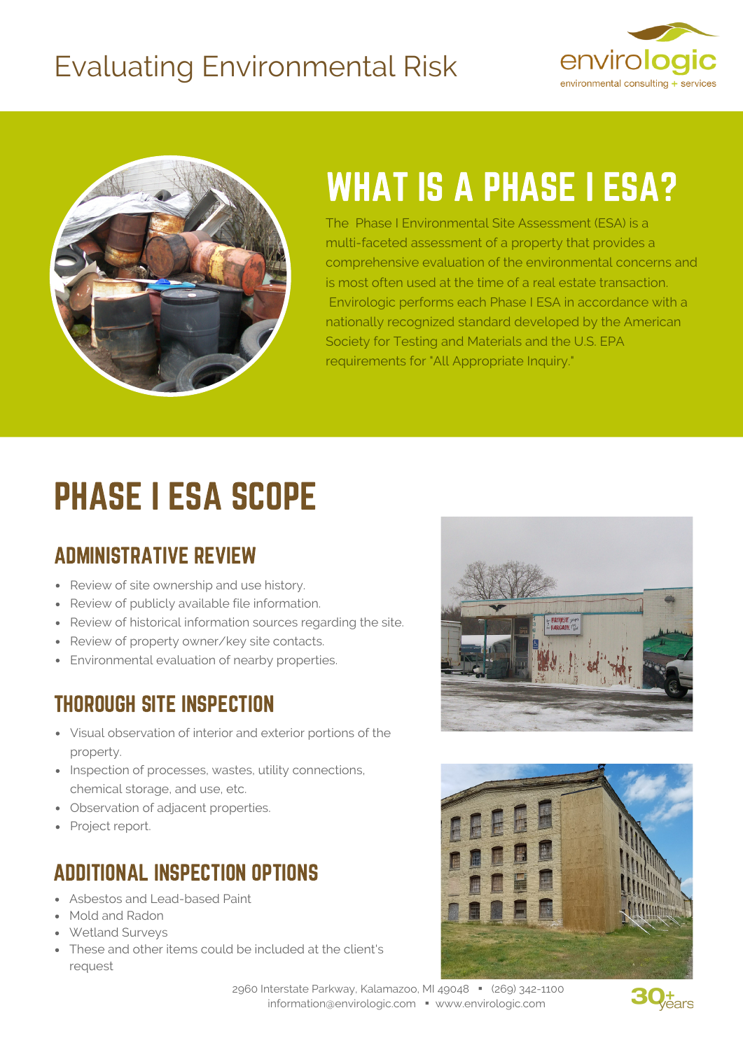# Evaluating Environmental Risk

envirologic
environmental consulting + services

## WHAT IS A PHASE I ESA?

The Phase I Environmental Site Assessment (ESA) is a multi-faceted assessment of a property that provides a comprehensive evaluation of the environmental concerns and is most often used at the time of a real estate transaction. Envirologic performs each Phase I ESA in accordance with a nationally recognized standard developed by the American Society for Testing and Materials and the U.S. EPA requirements for "All Appropriate Inquiry."

## PHASE I ESA SCOPE

### ADMINISTRATIVE REVIEW

- Review of site ownership and use history.
- Review of publicly available file information.
- Review of historical information sources regarding the site.
- Review of property owner/key site contacts.
- Environmental evaluation of nearby properties.

### THOROUGH SITE INSPECTION

- Visual observation of interior and exterior portions of the property.
- Inspection of processes, wastes, utility connections, chemical storage, and use, etc.
- Observation of adjacent properties.
- Project report.

### ADDITIONAL INSPECTION OPTIONS

- Asbestos and Lead-based Paint
- Mold and Radon
- Wetland Surveys
- These and other items could be included at the client's request

2960 Interstate Parkway, Kalamazoo, MI 49048 ▪ (269) 342-1100
information@envirologic.com ▪ www.envirologic.com

30+ years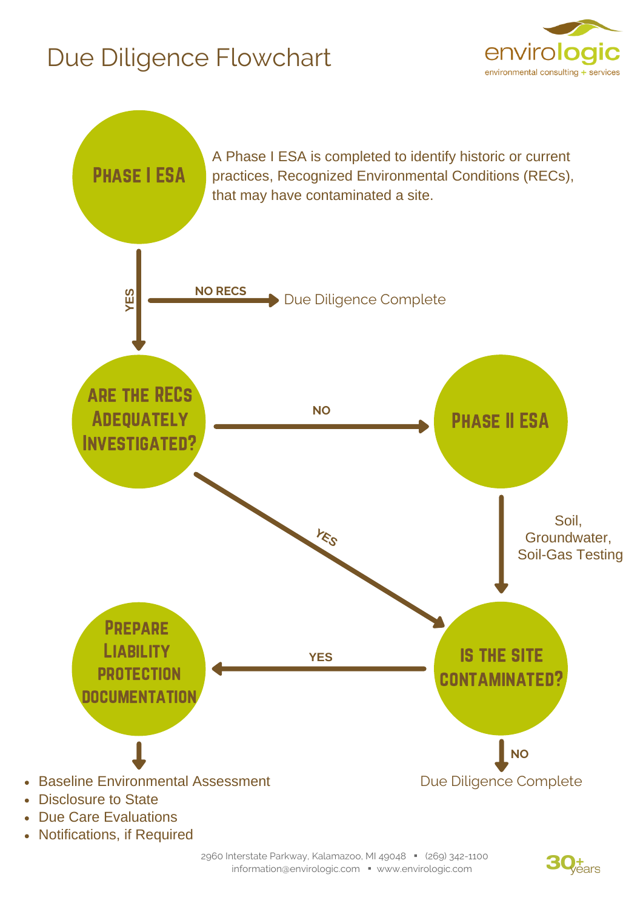# Due Diligence Flowchart

envirologic
environmental consulting + services

PHASE I ESA

A Phase I ESA is completed to identify historic or current practices, Recognized Environmental Conditions (RECs), that may have contaminated a site.

YES

NO RECS

Due Diligence Complete

ARE THE RECS ADEQUATELY INVESTIGATED?

NO

PHASE II ESA

Soil, Groundwater, Soil-Gas Testing

YES

IS THE SITE CONTAMINATED?

YES

PREPARE LIABILITY PROTECTION DOCUMENTATION

NO

Due Diligence Complete

- Baseline Environmental Assessment
- Disclosure to State
- Due Care Evaluations
- Notifications, if Required

2960 Interstate Parkway, Kalamazoo, MI 49048 ▪ (269) 342-1100
information@envirologic.com ▪ www.envirologic.com

30+ years